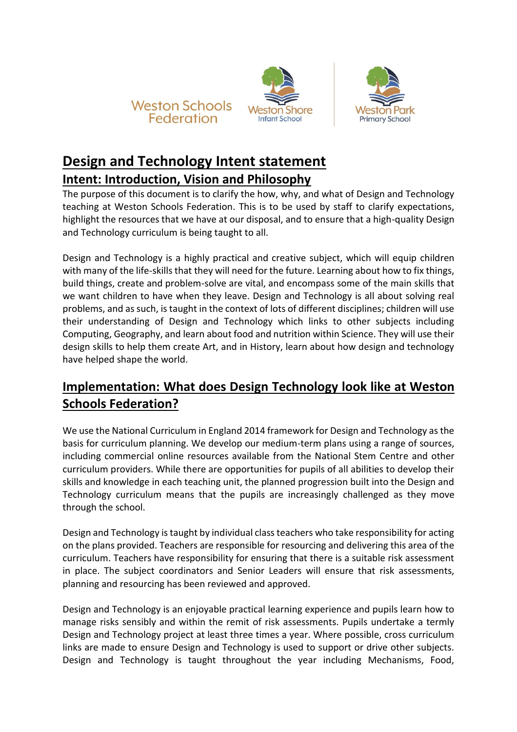Weston Schools Federation

Weston Shore Infant School

Weston Park Primary School

# Design and Technology Intent statement

## Intent: Introduction, Vision and Philosophy

The purpose of this document is to clarify the how, why, and what of Design and Technology teaching at Weston Schools Federation. This is to be used by staff to clarify expectations, highlight the resources that we have at our disposal, and to ensure that a high-quality Design and Technology curriculum is being taught to all.

Design and Technology is a highly practical and creative subject, which will equip children with many of the life-skills that they will need for the future. Learning about how to fix things, build things, create and problem-solve are vital, and encompass some of the main skills that we want children to have when they leave. Design and Technology is all about solving real problems, and as such, is taught in the context of lots of different disciplines; children will use their understanding of Design and Technology which links to other subjects including Computing, Geography, and learn about food and nutrition within Science. They will use their design skills to help them create Art, and in History, learn about how design and technology have helped shape the world.

## Implementation: What does Design Technology look like at Weston Schools Federation?

We use the National Curriculum in England 2014 framework for Design and Technology as the basis for curriculum planning. We develop our medium-term plans using a range of sources, including commercial online resources available from the National Stem Centre and other curriculum providers. While there are opportunities for pupils of all abilities to develop their skills and knowledge in each teaching unit, the planned progression built into the Design and Technology curriculum means that the pupils are increasingly challenged as they move through the school.

Design and Technology is taught by individual class teachers who take responsibility for acting on the plans provided. Teachers are responsible for resourcing and delivering this area of the curriculum. Teachers have responsibility for ensuring that there is a suitable risk assessment in place. The subject coordinators and Senior Leaders will ensure that risk assessments, planning and resourcing has been reviewed and approved.

Design and Technology is an enjoyable practical learning experience and pupils learn how to manage risks sensibly and within the remit of risk assessments. Pupils undertake a termly Design and Technology project at least three times a year. Where possible, cross curriculum links are made to ensure Design and Technology is used to support or drive other subjects. Design and Technology is taught throughout the year including Mechanisms, Food,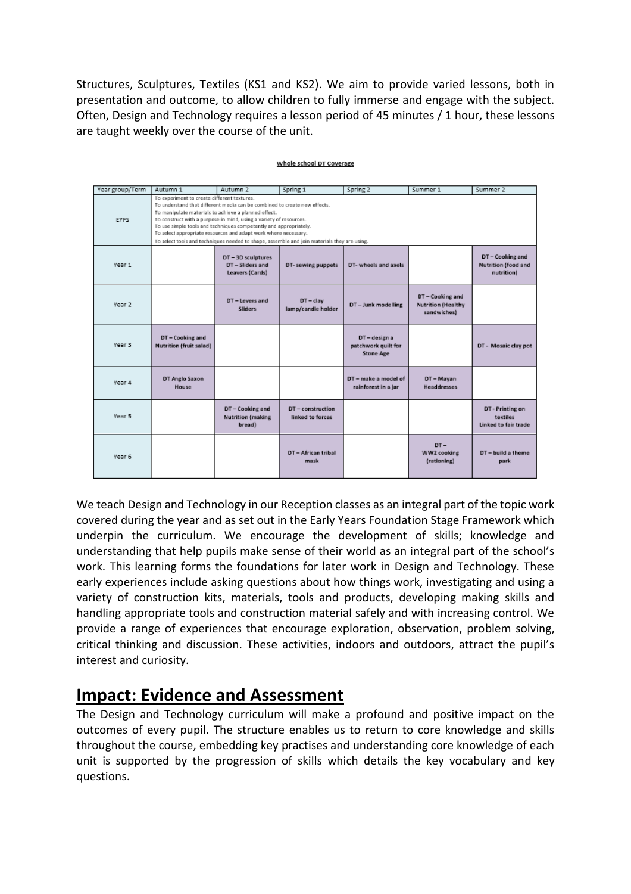Structures, Sculptures, Textiles (KS1 and KS2). We aim to provide varied lessons, both in presentation and outcome, to allow children to fully immerse and engage with the subject. Often, Design and Technology requires a lesson period of 45 minutes / 1 hour, these lessons are taught weekly over the course of the unit.

**Whole school DT Coverage**

| Year group/Term | Autumn 1 | Autumn 2 | Spring 1 | Spring 2 | Summer 1 | Summer 2 |
|---|---|---|---|---|---|---|
| EYFS | To experiment to create different textures. To understand that different media can be combined to create new effects. To manipulate materials to achieve a planned effect. To construct with a purpose in mind, using a variety of resources. To use simple tools and techniques competently and appropriately. To select appropriate resources and adapt work where necessary. To select tools and techniques needed to shape, assemble and join materials they are using. | | | | | |
| Year 1 | | DT – 3D sculptures DT – Sliders and Leavers (Cards) | DT- sewing puppets | DT- wheels and axels | | DT – Cooking and Nutrition (food and nutrition) |
| Year 2 | | DT – Levers and Sliders | DT – clay lamp/candle holder | DT – Junk modelling | DT – Cooking and Nutrition (Healthy sandwiches) | |
| Year 3 | DT – Cooking and Nutrition (fruit salad) | | | DT – design a patchwork quilt for Stone Age | | DT - Mosaic clay pot |
| Year 4 | DT Anglo Saxon House | | | DT – make a model of rainforest in a jar | DT – Mayan Headdresses | |
| Year 5 | | DT – Cooking and Nutrition (making bread) | DT – construction linked to forces | | | DT - Printing on textiles Linked to fair trade |
| Year 6 | | | DT – African tribal mask | | DT – WW2 cooking (rationing) | DT – build a theme park |

We teach Design and Technology in our Reception classes as an integral part of the topic work covered during the year and as set out in the Early Years Foundation Stage Framework which underpin the curriculum. We encourage the development of skills; knowledge and understanding that help pupils make sense of their world as an integral part of the school's work. This learning forms the foundations for later work in Design and Technology. These early experiences include asking questions about how things work, investigating and using a variety of construction kits, materials, tools and products, developing making skills and handling appropriate tools and construction material safely and with increasing control. We provide a range of experiences that encourage exploration, observation, problem solving, critical thinking and discussion. These activities, indoors and outdoors, attract the pupil's interest and curiosity.

## Impact: Evidence and Assessment

The Design and Technology curriculum will make a profound and positive impact on the outcomes of every pupil. The structure enables us to return to core knowledge and skills throughout the course, embedding key practises and understanding core knowledge of each unit is supported by the progression of skills which details the key vocabulary and key questions.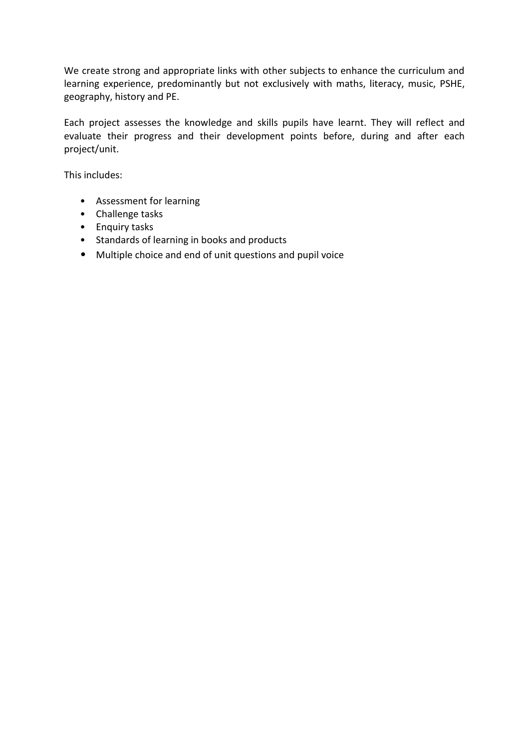We create strong and appropriate links with other subjects to enhance the curriculum and learning experience, predominantly but not exclusively with maths, literacy, music, PSHE, geography, history and PE.

Each project assesses the knowledge and skills pupils have learnt. They will reflect and evaluate their progress and their development points before, during and after each project/unit.

This includes:

- Assessment for learning
- Challenge tasks
- Enquiry tasks
- Standards of learning in books and products
- Multiple choice and end of unit questions and pupil voice